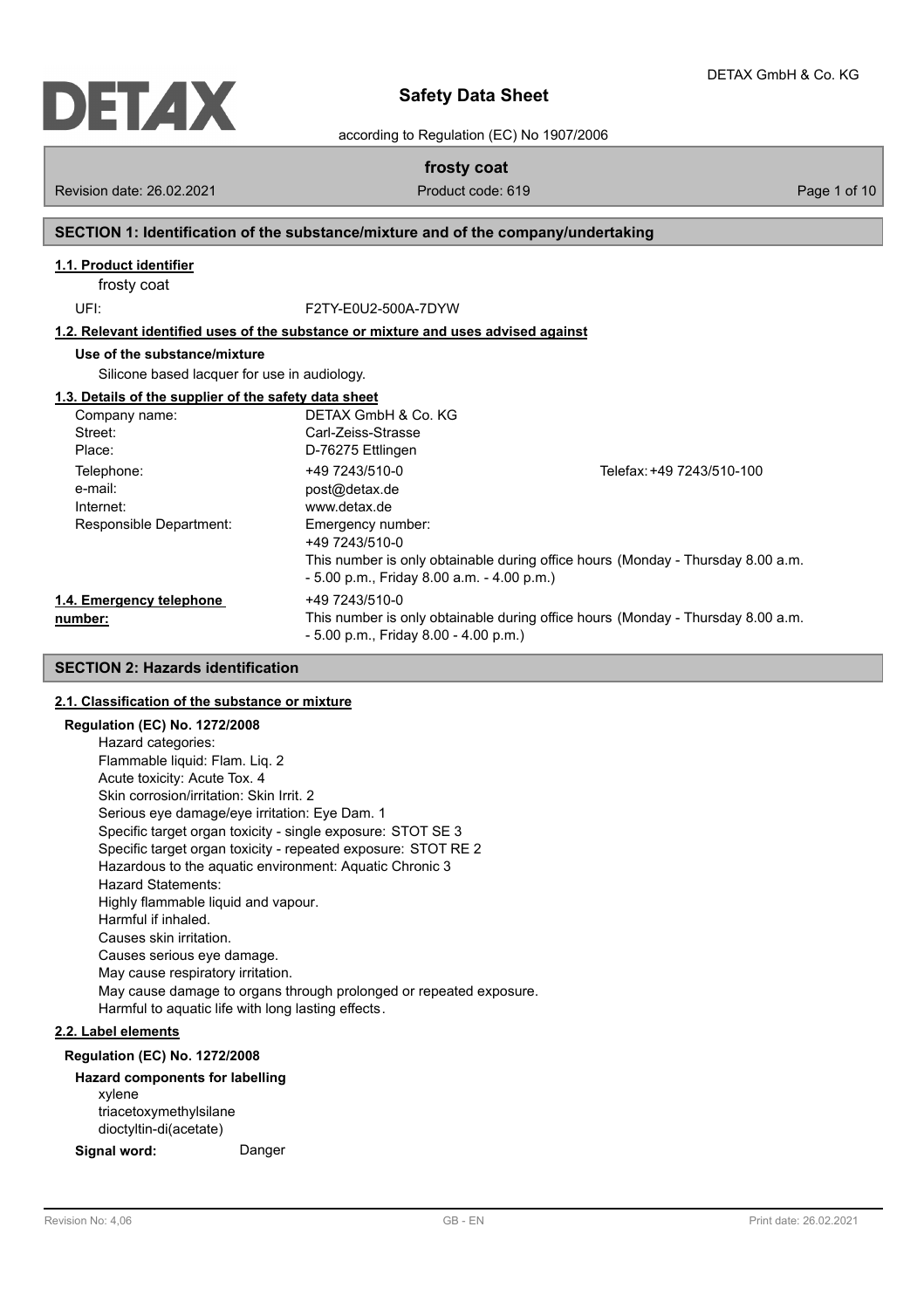# Safety Data Sheet

according to Regulation (EC) No 1907/2006

**frosty coat**

Revision date: 26.02.2021 | Product code: 619

## SECTION 1: Identification of the substance/mixture and of the company/undertaking

### 1.1. Product identifier

frosty coat

UFI: F2TY-E0U2-500A-7DYW

### 1.2. Relevant identified uses of the substance or mixture and uses advised against

**Use of the substance/mixture**

Silicone based lacquer for use in audiology.

### 1.3. Details of the supplier of the safety data sheet

| | | |
|---|---|---|
| Company name: | DETAX GmbH & Co. KG | |
| Street: | Carl-Zeiss-Strasse | |
| Place: | D-76275 Ettlingen | |
| Telephone: | +49 7243/510-0 | Telefax: +49 7243/510-100 |
| e-mail: | post@detax.de | |
| Internet: | www.detax.de | |
| Responsible Department: | Emergency number:<br>+49 7243/510-0<br>This number is only obtainable during office hours (Monday - Thursday 8.00 a.m. - 5.00 p.m., Friday 8.00 a.m. - 4.00 p.m.) | |

### 1.4. Emergency telephone number:

+49 7243/510-0

This number is only obtainable during office hours (Monday - Thursday 8.00 a.m. - 5.00 p.m., Friday 8.00 - 4.00 p.m.)

## SECTION 2: Hazards identification

### 2.1. Classification of the substance or mixture

**Regulation (EC) No. 1272/2008**

Hazard categories:
Flammable liquid: Flam. Liq. 2
Acute toxicity: Acute Tox. 4
Skin corrosion/irritation: Skin Irrit. 2
Serious eye damage/eye irritation: Eye Dam. 1
Specific target organ toxicity - single exposure: STOT SE 3
Specific target organ toxicity - repeated exposure: STOT RE 2
Hazardous to the aquatic environment: Aquatic Chronic 3
Hazard Statements:
Highly flammable liquid and vapour.
Harmful if inhaled.
Causes skin irritation.
Causes serious eye damage.
May cause respiratory irritation.
May cause damage to organs through prolonged or repeated exposure.
Harmful to aquatic life with long lasting effects.

### 2.2. Label elements

**Regulation (EC) No. 1272/2008**

**Hazard components for labelling**

xylene
triacetoxymethylsilane
dioctyltin-di(acetate)

**Signal word:** Danger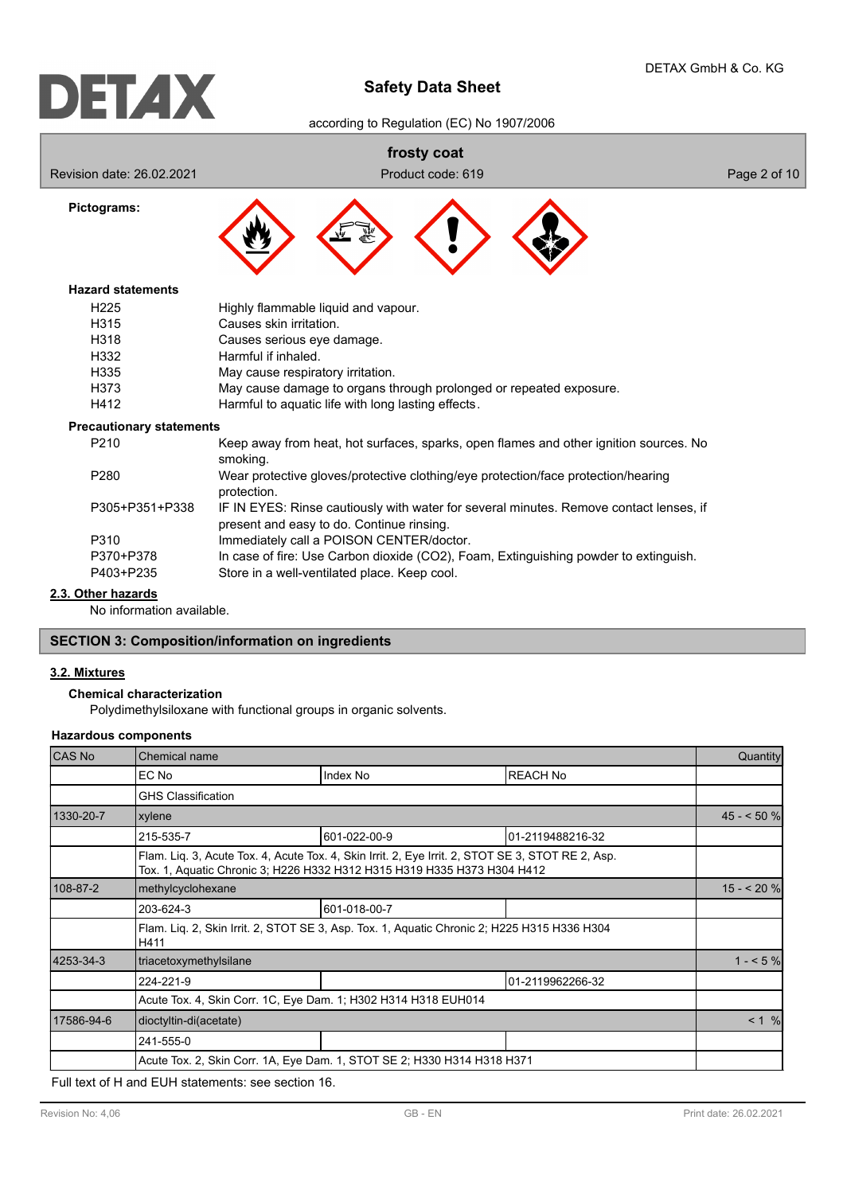**Pictograms:**

**Hazard statements**

| | |
|---|---|
| H225 | Highly flammable liquid and vapour. |
| H315 | Causes skin irritation. |
| H318 | Causes serious eye damage. |
| H332 | Harmful if inhaled. |
| H335 | May cause respiratory irritation. |
| H373 | May cause damage to organs through prolonged or repeated exposure. |
| H412 | Harmful to aquatic life with long lasting effects. |

**Precautionary statements**

| | |
|---|---|
| P210 | Keep away from heat, hot surfaces, sparks, open flames and other ignition sources. No smoking. |
| P280 | Wear protective gloves/protective clothing/eye protection/face protection/hearing protection. |
| P305+P351+P338 | IF IN EYES: Rinse cautiously with water for several minutes. Remove contact lenses, if present and easy to do. Continue rinsing. |
| P310 | Immediately call a POISON CENTER/doctor. |
| P370+P378 | In case of fire: Use Carbon dioxide (CO2), Foam, Extinguishing powder to extinguish. |
| P403+P235 | Store in a well-ventilated place. Keep cool. |

## 2.3. Other hazards

No information available.

# SECTION 3: Composition/information on ingredients

## 3.2. Mixtures

**Chemical characterization**

Polydimethylsiloxane with functional groups in organic solvents.

**Hazardous components**

| CAS No | Chemical name | | | Quantity |
|---|---|---|---|---|
| | EC No | Index No | REACH No | |
| | GHS Classification | | | |
| 1330-20-7 | xylene | | | 45 - < 50 % |
| | 215-535-7 | 601-022-00-9 | 01-2119488216-32 | |
| | Flam. Liq. 3, Acute Tox. 4, Acute Tox. 4, Skin Irrit. 2, Eye Irrit. 2, STOT SE 3, STOT RE 2, Asp. Tox. 1, Aquatic Chronic 3; H226 H332 H312 H315 H319 H335 H373 H304 H412 | | | |
| 108-87-2 | methylcyclohexane | | | 15 - < 20 % |
| | 203-624-3 | 601-018-00-7 | | |
| | Flam. Liq. 2, Skin Irrit. 2, STOT SE 3, Asp. Tox. 1, Aquatic Chronic 2; H225 H315 H336 H304 H411 | | | |
| 4253-34-3 | triacetoxymethylsilane | | | 1 - < 5 % |
| | 224-221-9 | | 01-2119962266-32 | |
| | Acute Tox. 4, Skin Corr. 1C, Eye Dam. 1; H302 H314 H318 EUH014 | | | |
| 17586-94-6 | dioctyltin-di(acetate) | | | < 1 % |
| | 241-555-0 | | | |
| | Acute Tox. 2, Skin Corr. 1A, Eye Dam. 1, STOT SE 2; H330 H314 H318 H371 | | | |

Full text of H and EUH statements: see section 16.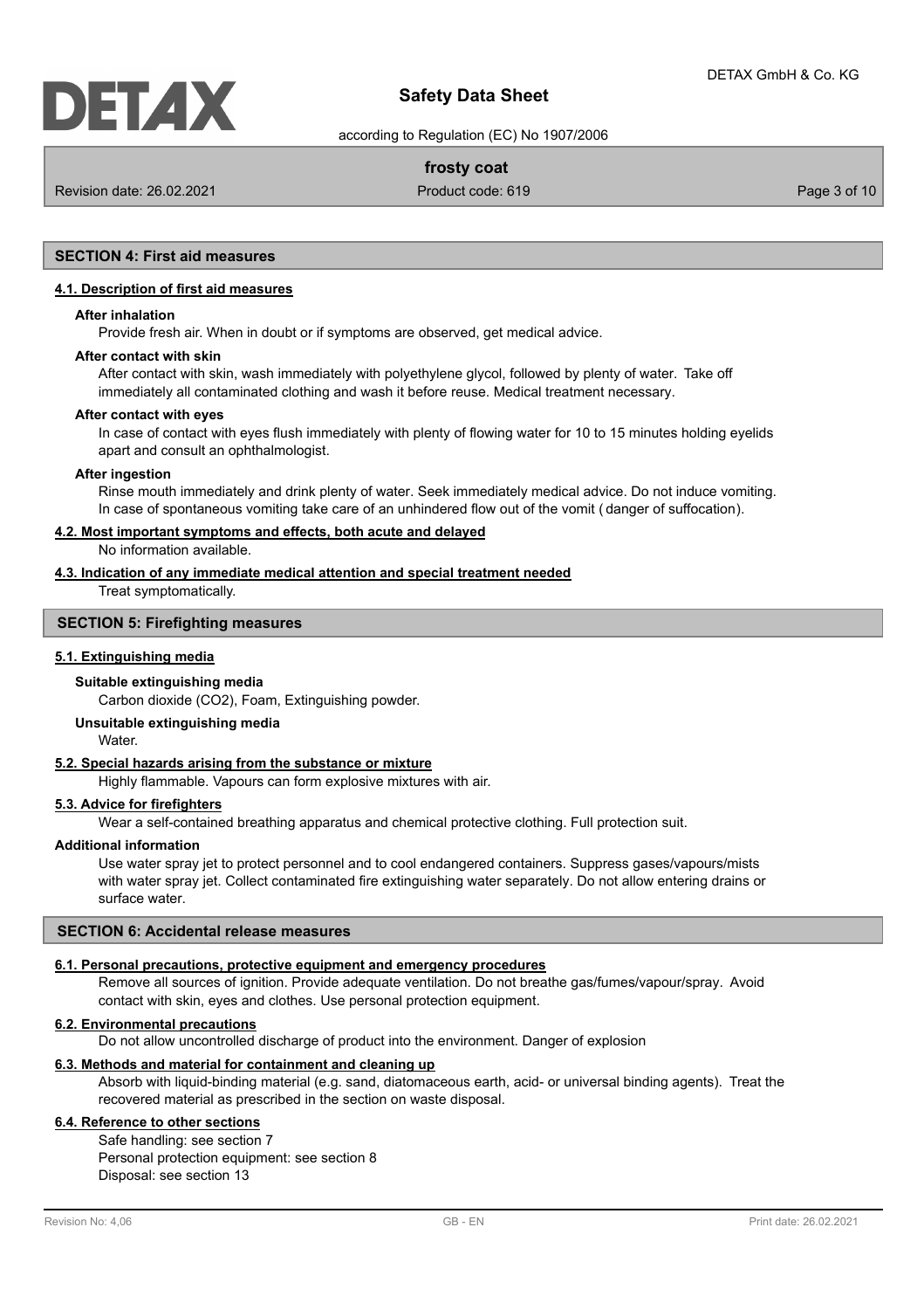## SECTION 4: First aid measures

### 4.1. Description of first aid measures

**After inhalation**

Provide fresh air. When in doubt or if symptoms are observed, get medical advice.

**After contact with skin**

After contact with skin, wash immediately with polyethylene glycol, followed by plenty of water. Take off immediately all contaminated clothing and wash it before reuse. Medical treatment necessary.

**After contact with eyes**

In case of contact with eyes flush immediately with plenty of flowing water for 10 to 15 minutes holding eyelids apart and consult an ophthalmologist.

**After ingestion**

Rinse mouth immediately and drink plenty of water. Seek immediately medical advice. Do not induce vomiting. In case of spontaneous vomiting take care of an unhindered flow out of the vomit ( danger of suffocation).

### 4.2. Most important symptoms and effects, both acute and delayed

No information available.

### 4.3. Indication of any immediate medical attention and special treatment needed

Treat symptomatically.

## SECTION 5: Firefighting measures

### 5.1. Extinguishing media

**Suitable extinguishing media**

Carbon dioxide ($CO_2$), Foam, Extinguishing powder.

**Unsuitable extinguishing media**

Water.

### 5.2. Special hazards arising from the substance or mixture

Highly flammable. Vapours can form explosive mixtures with air.

### 5.3. Advice for firefighters

Wear a self-contained breathing apparatus and chemical protective clothing. Full protection suit.

**Additional information**

Use water spray jet to protect personnel and to cool endangered containers. Suppress gases/vapours/mists with water spray jet. Collect contaminated fire extinguishing water separately. Do not allow entering drains or surface water.

## SECTION 6: Accidental release measures

### 6.1. Personal precautions, protective equipment and emergency procedures

Remove all sources of ignition. Provide adequate ventilation. Do not breathe gas/fumes/vapour/spray. Avoid contact with skin, eyes and clothes. Use personal protection equipment.

### 6.2. Environmental precautions

Do not allow uncontrolled discharge of product into the environment. Danger of explosion

### 6.3. Methods and material for containment and cleaning up

Absorb with liquid-binding material (e.g. sand, diatomaceous earth, acid- or universal binding agents). Treat the recovered material as prescribed in the section on waste disposal.

### 6.4. Reference to other sections

Safe handling: see section 7
Personal protection equipment: see section 8
Disposal: see section 13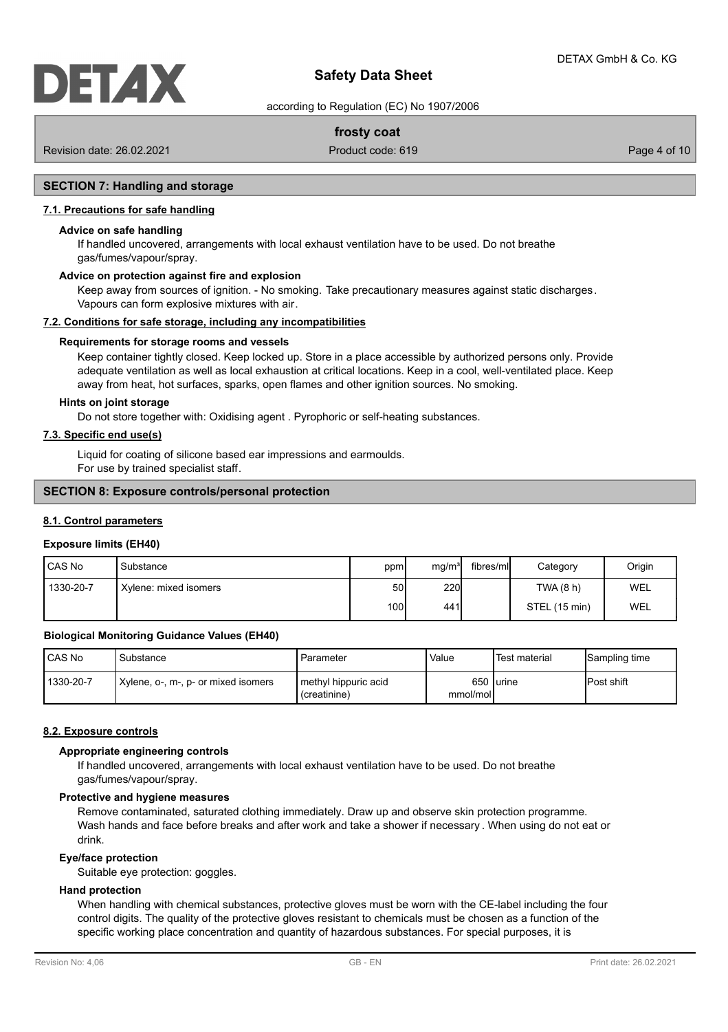## SECTION 7: Handling and storage

### 7.1. Precautions for safe handling

**Advice on safe handling**

If handled uncovered, arrangements with local exhaust ventilation have to be used. Do not breathe gas/fumes/vapour/spray.

**Advice on protection against fire and explosion**

Keep away from sources of ignition. - No smoking. Take precautionary measures against static discharges. Vapours can form explosive mixtures with air.

### 7.2. Conditions for safe storage, including any incompatibilities

**Requirements for storage rooms and vessels**

Keep container tightly closed. Keep locked up. Store in a place accessible by authorized persons only. Provide adequate ventilation as well as local exhaustion at critical locations. Keep in a cool, well-ventilated place. Keep away from heat, hot surfaces, sparks, open flames and other ignition sources. No smoking.

**Hints on joint storage**

Do not store together with: Oxidising agent . Pyrophoric or self-heating substances.

### 7.3. Specific end use(s)

Liquid for coating of silicone based ear impressions and earmoulds.
For use by trained specialist staff.

## SECTION 8: Exposure controls/personal protection

### 8.1. Control parameters

**Exposure limits (EH40)**

| CAS No | Substance | ppm | mg/m³ | fibres/ml | Category | Origin |
|---|---|---|---|---|---|---|
| 1330-20-7 | Xylene: mixed isomers | 50 | 220 | | TWA (8 h) | WEL |
| | | 100 | 441 | | STEL (15 min) | WEL |

**Biological Monitoring Guidance Values (EH40)**

| CAS No | Substance | Parameter | Value | Test material | Sampling time |
|---|---|---|---|---|---|
| 1330-20-7 | Xylene, o-, m-, p- or mixed isomers | methyl hippuric acid (creatinine) | 650 mmol/mol | urine | Post shift |

### 8.2. Exposure controls

**Appropriate engineering controls**

If handled uncovered, arrangements with local exhaust ventilation have to be used. Do not breathe gas/fumes/vapour/spray.

**Protective and hygiene measures**

Remove contaminated, saturated clothing immediately. Draw up and observe skin protection programme. Wash hands and face before breaks and after work and take a shower if necessary. When using do not eat or drink.

**Eye/face protection**

Suitable eye protection: goggles.

**Hand protection**

When handling with chemical substances, protective gloves must be worn with the CE-label including the four control digits. The quality of the protective gloves resistant to chemicals must be chosen as a function of the specific working place concentration and quantity of hazardous substances. For special purposes, it is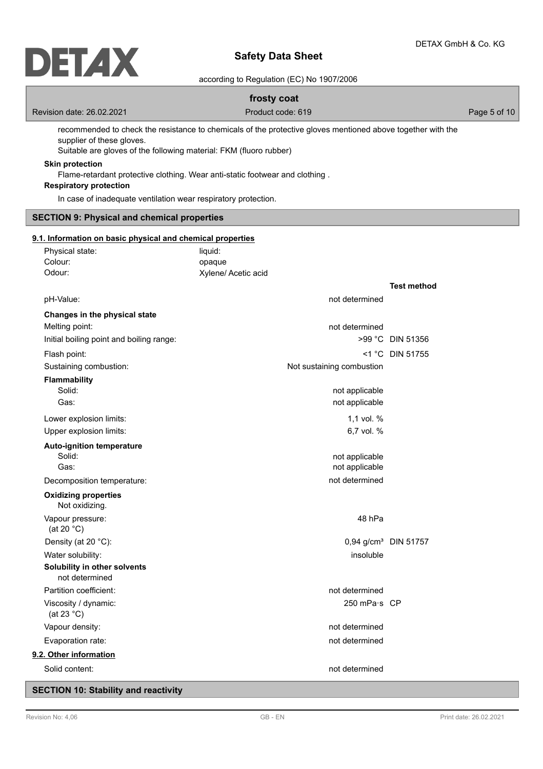recommended to check the resistance to chemicals of the protective gloves mentioned above together with the supplier of these gloves.
Suitable are gloves of the following material: FKM (fluoro rubber)

**Skin protection**

Flame-retardant protective clothing. Wear anti-static footwear and clothing .

**Respiratory protection**

In case of inadequate ventilation wear respiratory protection.

## SECTION 9: Physical and chemical properties

### 9.1. Information on basic physical and chemical properties

| | | |
|---|---|---|
| Physical state: | liquid: | |
| Colour: | opaque | |
| Odour: | Xylene/ Acetic acid | |
| | | **Test method** |
| pH-Value: | not determined | |
| **Changes in the physical state** | | |
| Melting point: | not determined | |
| Initial boiling point and boiling range: | >99 °C | DIN 51356 |
| Flash point: | <1 °C | DIN 51755 |
| Sustaining combustion: | Not sustaining combustion | |
| **Flammability** | | |
| Solid: | not applicable | |
| Gas: | not applicable | |
| Lower explosion limits: | 1,1 vol. % | |
| Upper explosion limits: | 6,7 vol. % | |
| **Auto-ignition temperature** | | |
| Solid: | not applicable | |
| Gas: | not applicable | |
| Decomposition temperature: | not determined | |
| **Oxidizing properties** | | |
| Not oxidizing. | | |
| Vapour pressure: (at 20 °C) | 48 hPa | |
| Density (at 20 °C): | 0,94 g/cm³ | DIN 51757 |
| Water solubility: | insoluble | |
| **Solubility in other solvents** | | |
| not determined | | |
| Partition coefficient: | not determined | |
| Viscosity / dynamic: (at 23 °C) | 250 mPa·s | CP |
| Vapour density: | not determined | |
| Evaporation rate: | not determined | |

### 9.2. Other information

| | |
|---|---|
| Solid content: | not determined |

## SECTION 10: Stability and reactivity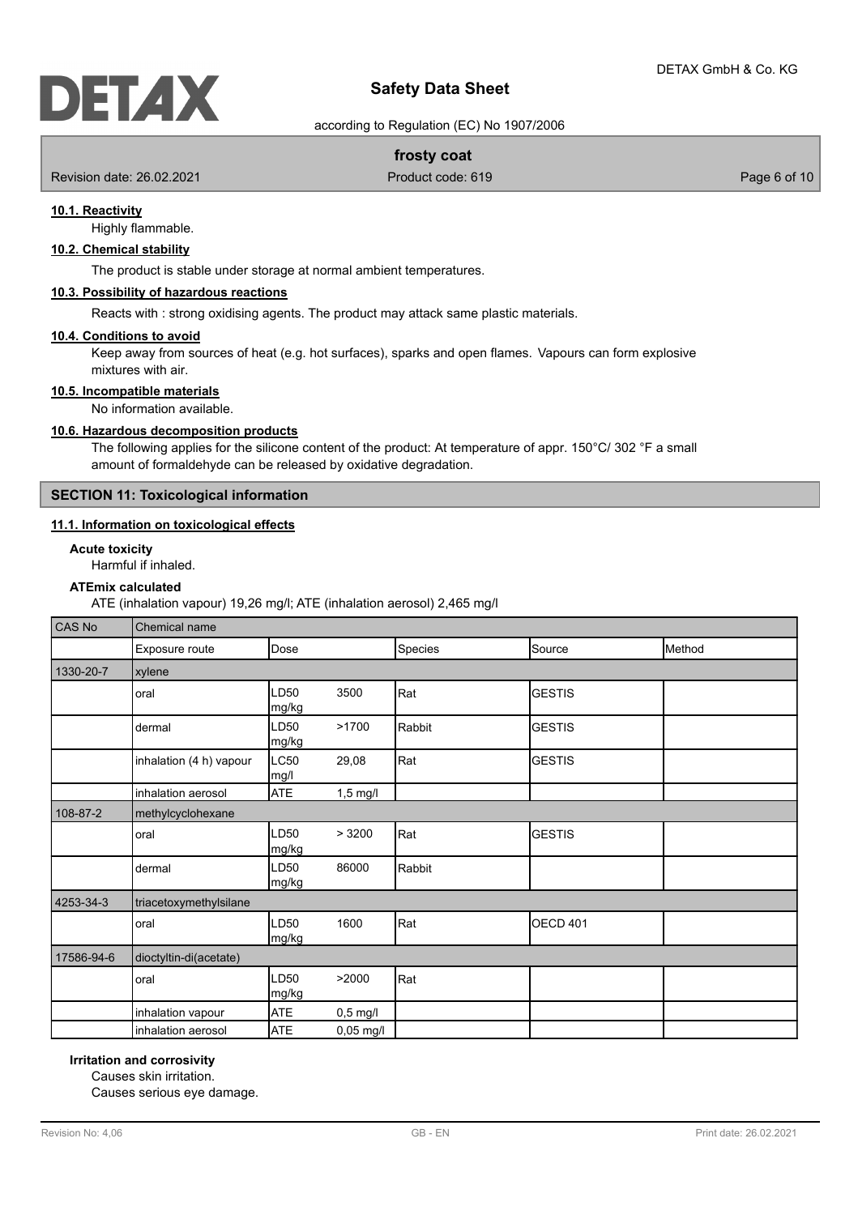#### 10.1. Reactivity

Highly flammable.

#### 10.2. Chemical stability

The product is stable under storage at normal ambient temperatures.

#### 10.3. Possibility of hazardous reactions

Reacts with : strong oxidising agents. The product may attack same plastic materials.

#### 10.4. Conditions to avoid

Keep away from sources of heat (e.g. hot surfaces), sparks and open flames. Vapours can form explosive mixtures with air.

#### 10.5. Incompatible materials

No information available.

#### 10.6. Hazardous decomposition products

The following applies for the silicone content of the product: At temperature of appr. 150°C/ 302 °F a small amount of formaldehyde can be released by oxidative degradation.

## SECTION 11: Toxicological information

#### 11.1. Information on toxicological effects

**Acute toxicity**

Harmful if inhaled.

**ATEmix calculated**

ATE (inhalation vapour) 19,26 mg/l; ATE (inhalation aerosol) 2,465 mg/l

| CAS No | Chemical name | | | | | |
|---|---|---|---|---|---|---|
| | Exposure route | Dose | | Species | Source | Method |
| 1330-20-7 | xylene | | | | | |
| | oral | LD50 mg/kg | 3500 | Rat | GESTIS | |
| | dermal | LD50 mg/kg | >1700 | Rabbit | GESTIS | |
| | inhalation (4 h) vapour | LC50 mg/l | 29,08 | Rat | GESTIS | |
| | inhalation aerosol | ATE | 1,5 mg/l | | | |
| 108-87-2 | methylcyclohexane | | | | | |
| | oral | LD50 mg/kg | > 3200 | Rat | GESTIS | |
| | dermal | LD50 mg/kg | 86000 | Rabbit | | |
| 4253-34-3 | triacetoxymethylsilane | | | | | |
| | oral | LD50 mg/kg | 1600 | Rat | OECD 401 | |
| 17586-94-6 | dioctyltin-di(acetate) | | | | | |
| | oral | LD50 mg/kg | >2000 | Rat | | |
| | inhalation vapour | ATE | 0,5 mg/l | | | |
| | inhalation aerosol | ATE | 0,05 mg/l | | | |

**Irritation and corrosivity**

Causes skin irritation.
Causes serious eye damage.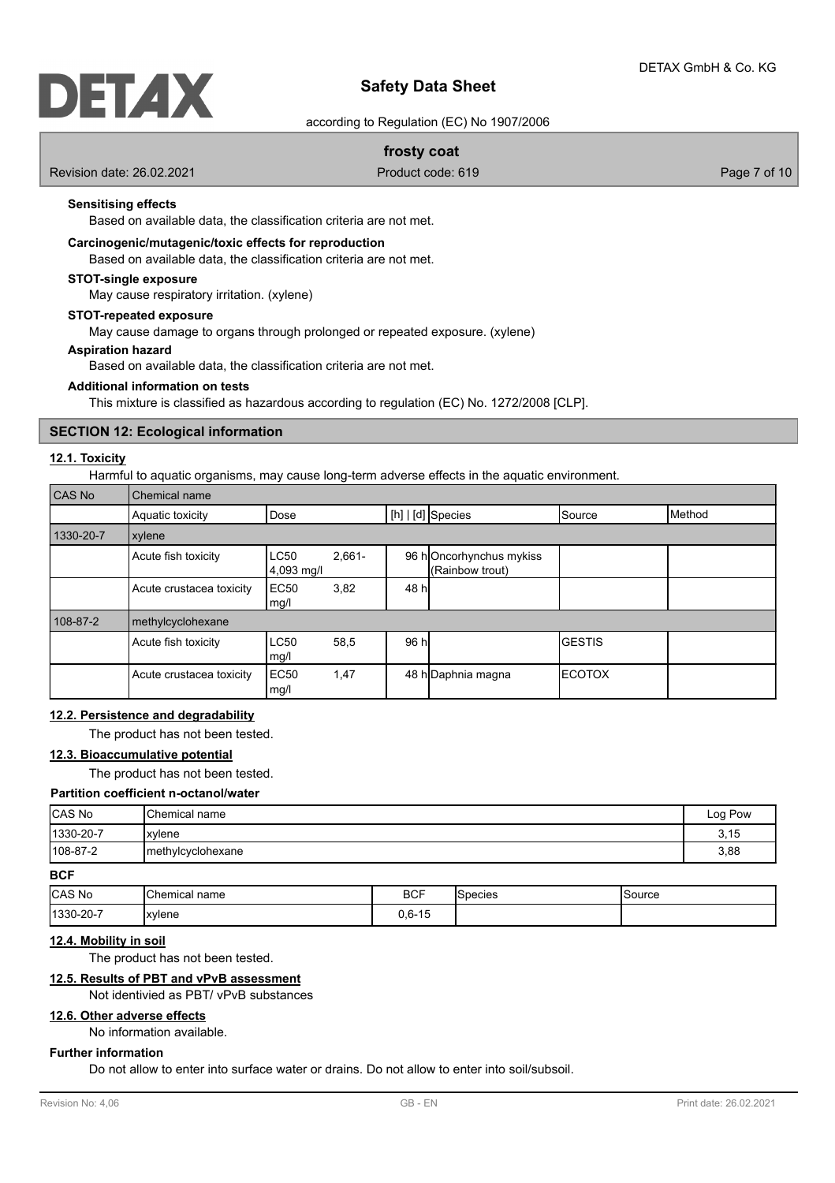**Sensitising effects**

Based on available data, the classification criteria are not met.

**Carcinogenic/mutagenic/toxic effects for reproduction**

Based on available data, the classification criteria are not met.

**STOT-single exposure**

May cause respiratory irritation. (xylene)

**STOT-repeated exposure**

May cause damage to organs through prolonged or repeated exposure. (xylene)

**Aspiration hazard**

Based on available data, the classification criteria are not met.

**Additional information on tests**

This mixture is classified as hazardous according to regulation (EC) No. 1272/2008 [CLP].

## SECTION 12: Ecological information

### 12.1. Toxicity

Harmful to aquatic organisms, may cause long-term adverse effects in the aquatic environment.

| CAS No | Chemical name | | | | | |
|---|---|---|---|---|---|---|
| | Aquatic toxicity | Dose | [h] \| [d] | Species | Source | Method |
| 1330-20-7 | xylene | | | | | |
| | Acute fish toxicity | LC50 2,661-4,093 mg/l | 96 h | Oncorhynchus mykiss (Rainbow trout) | | |
| | Acute crustacea toxicity | EC50 3,82 mg/l | 48 h | | | |
| 108-87-2 | methylcyclohexane | | | | | |
| | Acute fish toxicity | LC50 58,5 mg/l | 96 h | | GESTIS | |
| | Acute crustacea toxicity | EC50 1,47 mg/l | 48 h | Daphnia magna | ECOTOX | |

### 12.2. Persistence and degradability

The product has not been tested.

### 12.3. Bioaccumulative potential

The product has not been tested.

**Partition coefficient n-octanol/water**

| CAS No | Chemical name | Log Pow |
|---|---|---|
| 1330-20-7 | xylene | 3,15 |
| 108-87-2 | methylcyclohexane | 3,88 |

**BCF**

| CAS No | Chemical name | BCF | Species | Source |
|---|---|---|---|---|
| 1330-20-7 | xylene | 0,6-15 | | |

### 12.4. Mobility in soil

The product has not been tested.

### 12.5. Results of PBT and vPvB assessment

Not identivied as PBT/ vPvB substances

### 12.6. Other adverse effects

No information available.

**Further information**

Do not allow to enter into surface water or drains. Do not allow to enter into soil/subsoil.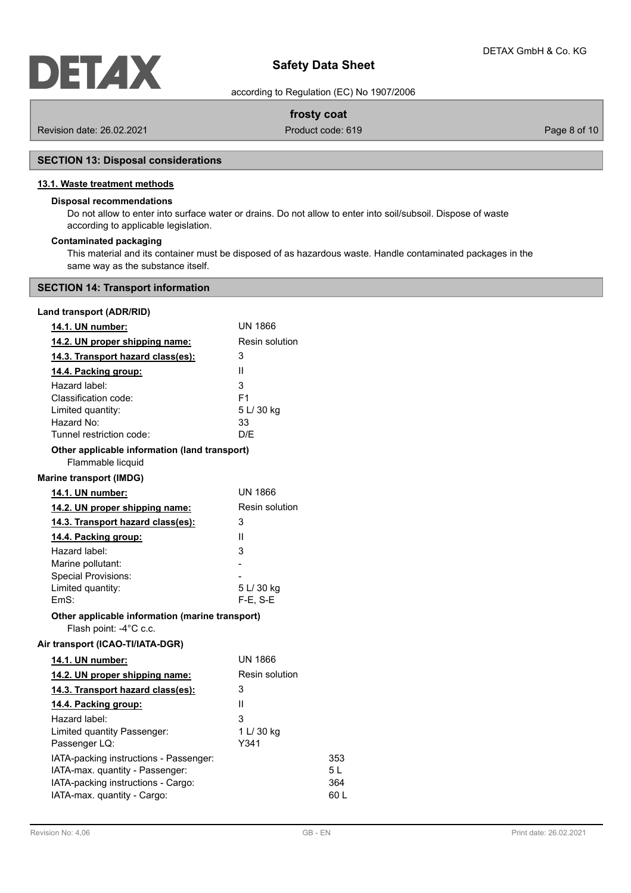## SECTION 13: Disposal considerations

### 13.1. Waste treatment methods

**Disposal recommendations**

Do not allow to enter into surface water or drains. Do not allow to enter into soil/subsoil. Dispose of waste according to applicable legislation.

**Contaminated packaging**

This material and its container must be disposed of as hazardous waste. Handle contaminated packages in the same way as the substance itself.

## SECTION 14: Transport information

**Land transport (ADR/RID)**

| | |
|---|---|
| **14.1. UN number:** | UN 1866 |
| **14.2. UN proper shipping name:** | Resin solution |
| **14.3. Transport hazard class(es):** | 3 |
| **14.4. Packing group:** | II |
| Hazard label: | 3 |
| Classification code: | F1 |
| Limited quantity: | 5 L/ 30 kg |
| Hazard No: | 33 |
| Tunnel restriction code: | D/E |

**Other applicable information (land transport)**

Flammable licquid

**Marine transport (IMDG)**

| | |
|---|---|
| **14.1. UN number:** | UN 1866 |
| **14.2. UN proper shipping name:** | Resin solution |
| **14.3. Transport hazard class(es):** | 3 |
| **14.4. Packing group:** | II |
| Hazard label: | 3 |
| Marine pollutant: | - |
| Special Provisions: | - |
| Limited quantity: | 5 L/ 30 kg |
| EmS: | F-E, S-E |

**Other applicable information (marine transport)**

Flash point: -4°C c.c.

**Air transport (ICAO-TI/IATA-DGR)**

| | |
|---|---|
| **14.1. UN number:** | UN 1866 |
| **14.2. UN proper shipping name:** | Resin solution |
| **14.3. Transport hazard class(es):** | 3 |
| **14.4. Packing group:** | II |
| Hazard label: | 3 |
| Limited quantity Passenger: | 1 L/ 30 kg |
| Passenger LQ: | Y341 |
| IATA-packing instructions - Passenger: | 353 |
| IATA-max. quantity - Passenger: | 5 L |
| IATA-packing instructions - Cargo: | 364 |
| IATA-max. quantity - Cargo: | 60 L |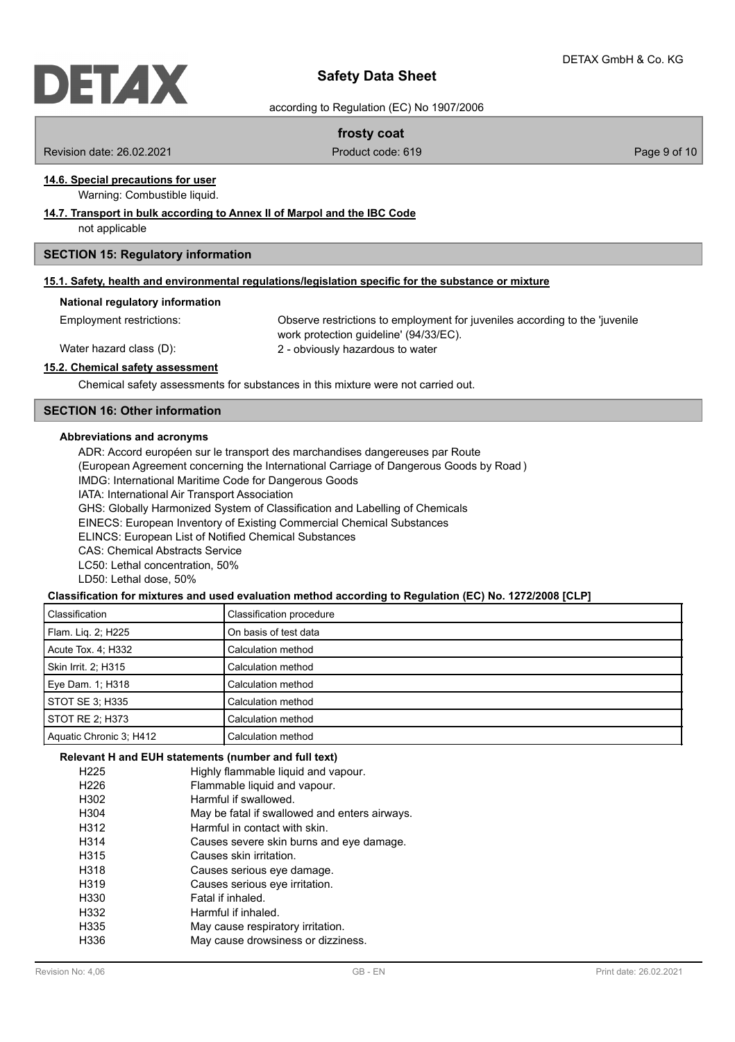**14.6. Special precautions for user**

Warning: Combustible liquid.

**14.7. Transport in bulk according to Annex II of Marpol and the IBC Code**

not applicable

## SECTION 15: Regulatory information

**15.1. Safety, health and environmental regulations/legislation specific for the substance or mixture**

**National regulatory information**

Employment restrictions: Observe restrictions to employment for juveniles according to the 'juvenile work protection guideline' (94/33/EC).

Water hazard class (D): 2 - obviously hazardous to water

**15.2. Chemical safety assessment**

Chemical safety assessments for substances in this mixture were not carried out.

## SECTION 16: Other information

**Abbreviations and acronyms**

ADR: Accord européen sur le transport des marchandises dangereuses par Route
(European Agreement concerning the International Carriage of Dangerous Goods by Road )
IMDG: International Maritime Code for Dangerous Goods
IATA: International Air Transport Association
GHS: Globally Harmonized System of Classification and Labelling of Chemicals
EINECS: European Inventory of Existing Commercial Chemical Substances
ELINCS: European List of Notified Chemical Substances
CAS: Chemical Abstracts Service
LC50: Lethal concentration, 50%
LD50: Lethal dose, 50%

**Classification for mixtures and used evaluation method according to Regulation (EC) No. 1272/2008 [CLP]**

| Classification | Classification procedure |
|---|---|
| Flam. Liq. 2; H225 | On basis of test data |
| Acute Tox. 4; H332 | Calculation method |
| Skin Irrit. 2; H315 | Calculation method |
| Eye Dam. 1; H318 | Calculation method |
| STOT SE 3; H335 | Calculation method |
| STOT RE 2; H373 | Calculation method |
| Aquatic Chronic 3; H412 | Calculation method |

**Relevant H and EUH statements (number and full text)**

| | |
|---|---|
| H225 | Highly flammable liquid and vapour. |
| H226 | Flammable liquid and vapour. |
| H302 | Harmful if swallowed. |
| H304 | May be fatal if swallowed and enters airways. |
| H312 | Harmful in contact with skin. |
| H314 | Causes severe skin burns and eye damage. |
| H315 | Causes skin irritation. |
| H318 | Causes serious eye damage. |
| H319 | Causes serious eye irritation. |
| H330 | Fatal if inhaled. |
| H332 | Harmful if inhaled. |
| H335 | May cause respiratory irritation. |
| H336 | May cause drowsiness or dizziness. |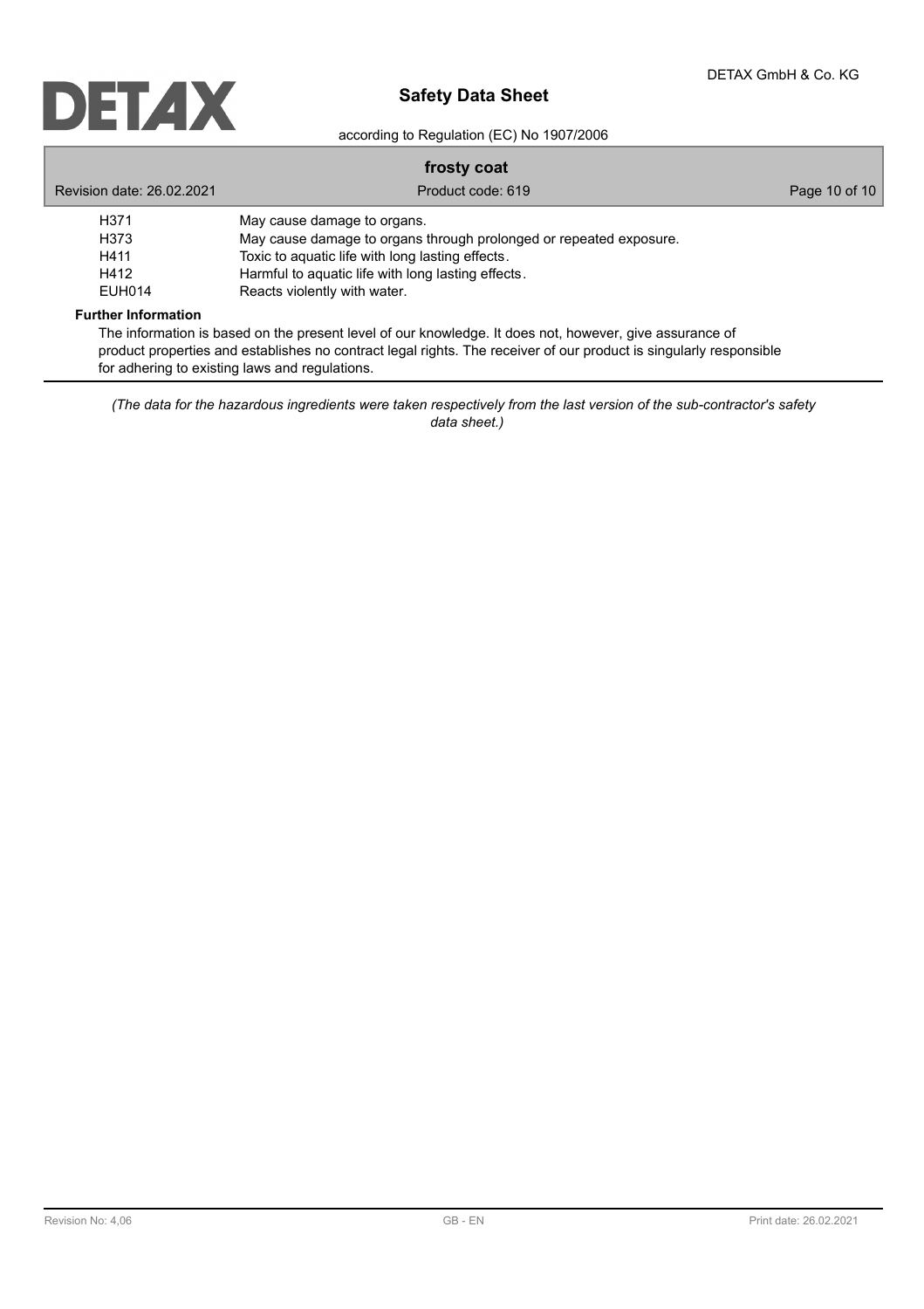| | |
|---|---|
| H371 | May cause damage to organs. |
| H373 | May cause damage to organs through prolonged or repeated exposure. |
| H411 | Toxic to aquatic life with long lasting effects. |
| H412 | Harmful to aquatic life with long lasting effects. |
| EUH014 | Reacts violently with water. |

**Further Information**

The information is based on the present level of our knowledge. It does not, however, give assurance of product properties and establishes no contract legal rights. The receiver of our product is singularly responsible for adhering to existing laws and regulations.

*(The data for the hazardous ingredients were taken respectively from the last version of the sub-contractor's safety data sheet.)*